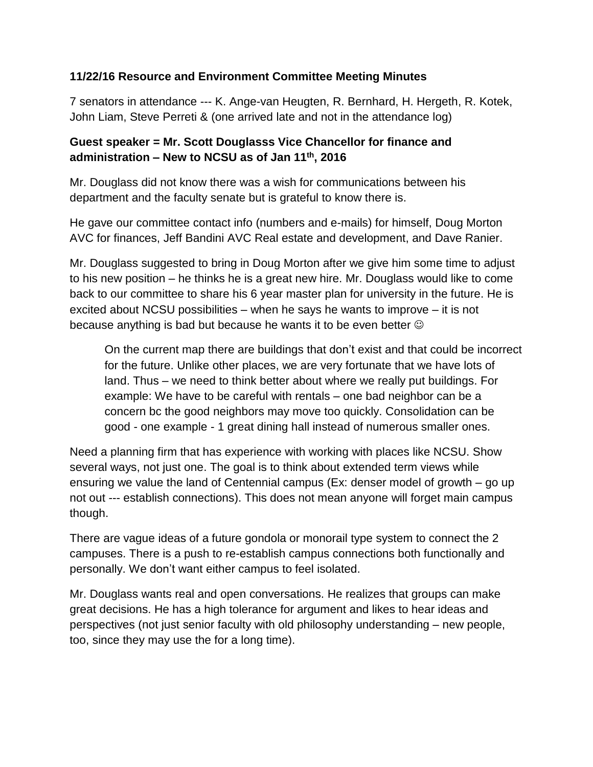**11/22/16 Resource and Environment Committee Meeting Minutes**

7 senators in attendance --- K. Ange-van Heugten, R. Bernhard, H. Hergeth, R. Kotek, John Liam, Steve Perreti & (one arrived late and not in the attendance log)

**Guest speaker = Mr. Scott Douglasss Vice Chancellor for finance and administration – New to NCSU as of Jan 11th, 2016**

Mr. Douglass did not know there was a wish for communications between his department and the faculty senate but is grateful to know there is.

He gave our committee contact info (numbers and e-mails) for himself, Doug Morton AVC for finances, Jeff Bandini AVC Real estate and development, and Dave Ranier.

Mr. Douglass suggested to bring in Doug Morton after we give him some time to adjust to his new position – he thinks he is a great new hire. Mr. Douglass would like to come back to our committee to share his 6 year master plan for university in the future. He is excited about NCSU possibilities – when he says he wants to improve – it is not because anything is bad but because he wants it to be even better ☺

> On the current map there are buildings that don't exist and that could be incorrect for the future. Unlike other places, we are very fortunate that we have lots of land. Thus – we need to think better about where we really put buildings. For example: We have to be careful with rentals – one bad neighbor can be a concern bc the good neighbors may move too quickly. Consolidation can be good - one example - 1 great dining hall instead of numerous smaller ones.

Need a planning firm that has experience with working with places like NCSU. Show several ways, not just one. The goal is to think about extended term views while ensuring we value the land of Centennial campus (Ex: denser model of growth – go up not out --- establish connections). This does not mean anyone will forget main campus though.

There are vague ideas of a future gondola or monorail type system to connect the 2 campuses. There is a push to re-establish campus connections both functionally and personally. We don't want either campus to feel isolated.

Mr. Douglass wants real and open conversations. He realizes that groups can make great decisions. He has a high tolerance for argument and likes to hear ideas and perspectives (not just senior faculty with old philosophy understanding – new people, too, since they may use the for a long time).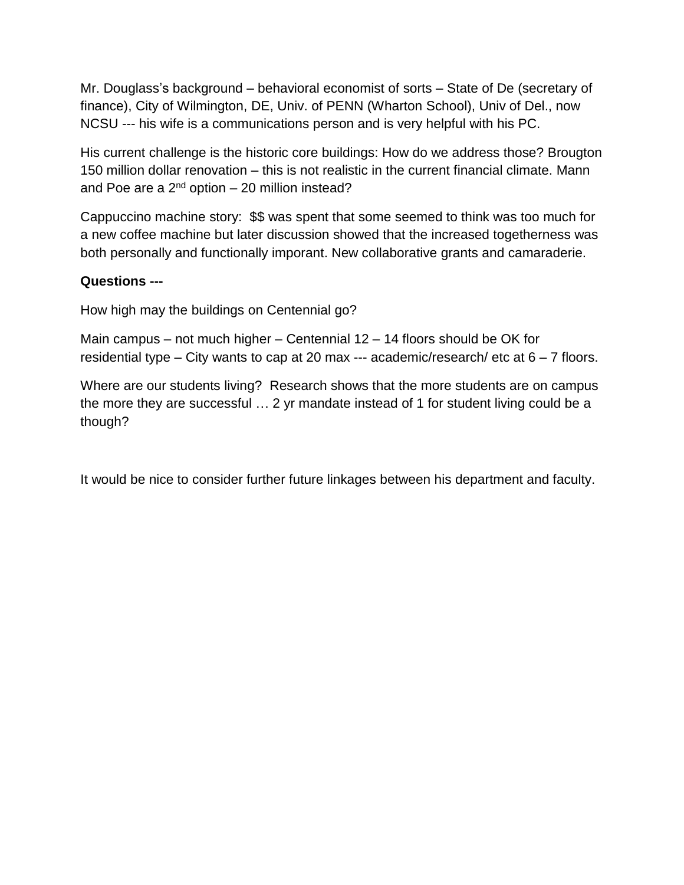Mr. Douglass's background – behavioral economist of sorts – State of De (secretary of finance), City of Wilmington, DE, Univ. of PENN (Wharton School), Univ of Del., now NCSU --- his wife is a communications person and is very helpful with his PC.

His current challenge is the historic core buildings: How do we address those? Brougton 150 million dollar renovation – this is not realistic in the current financial climate. Mann and Poe are a 2nd option – 20 million instead?

Cappuccino machine story: $$ was spent that some seemed to think was too much for a new coffee machine but later discussion showed that the increased togetherness was both personally and functionally imporant. New collaborative grants and camaraderie.

**Questions ---**

How high may the buildings on Centennial go?

Main campus – not much higher – Centennial 12 – 14 floors should be OK for residential type – City wants to cap at 20 max --- academic/research/ etc at 6 – 7 floors.

Where are our students living? Research shows that the more students are on campus the more they are successful … 2 yr mandate instead of 1 for student living could be a though?

It would be nice to consider further future linkages between his department and faculty.